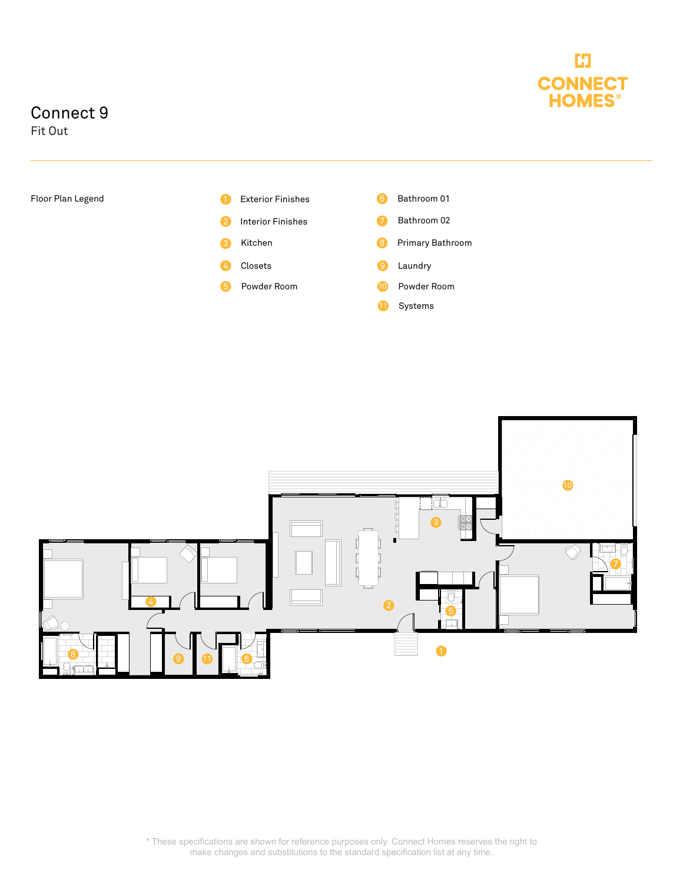# Connect 9

## Fit Out

CONNECT HOMES®

Floor Plan Legend

1. Exterior Finishes
2. Interior Finishes
3. Kitchen
4. Closets
5. Powder Room
6. Bathroom 01
7. Bathroom 02
8. Primary Bathroom
9. Laundry
10. Powder Room
11. Systems

\* These specifications are shown for reference purposes only. Connect Homes reserves the right to make changes and substitutions to the standard specification list at any time.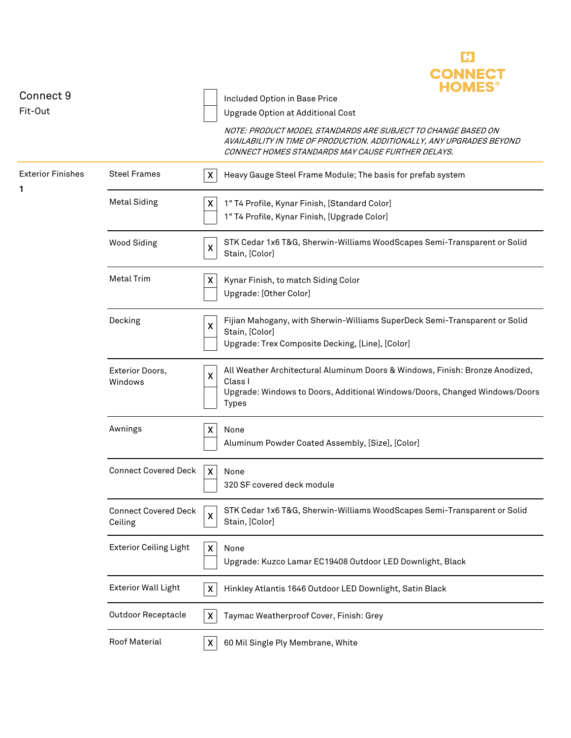# Connect 9

Fit-Out

| | |
|---|---|
| ☐ | Included Option in Base Price |
| ☐ | Upgrade Option at Additional Cost |

*NOTE: PRODUCT MODEL STANDARDS ARE SUBJECT TO CHANGE BASED ON AVAILABILITY IN TIME OF PRODUCTION. ADDITIONALLY, ANY UPGRADES BEYOND CONNECT HOMES STANDARDS MAY CAUSE FURTHER DELAYS.*

## Exterior Finishes 1

| Item | | Description |
|---|---|---|
| Steel Frames | X | Heavy Gauge Steel Frame Module; The basis for prefab system |
| Metal Siding | X | 1" T4 Profile, Kynar Finish, [Standard Color] |
| | | 1" T4 Profile, Kynar Finish, [Upgrade Color] |
| Wood Siding | X | STK Cedar 1x6 T&G, Sherwin-Williams WoodScapes Semi-Transparent or Solid Stain, [Color] |
| Metal Trim | X | Kynar Finish, to match Siding Color |
| | | Upgrade: [Other Color] |
| Decking | X | Fijian Mahogany, with Sherwin-Williams SuperDeck Semi-Transparent or Solid Stain, [Color] |
| | | Upgrade: Trex Composite Decking, [Line], [Color] |
| Exterior Doors, Windows | X | All Weather Architectural Aluminum Doors & Windows, Finish: Bronze Anodized, Class I |
| | | Upgrade: Windows to Doors, Additional Windows/Doors, Changed Windows/Doors Types |
| Awnings | X | None |
| | | Aluminum Powder Coated Assembly, [Size], [Color] |
| Connect Covered Deck | X | None |
| | | 320 SF covered deck module |
| Connect Covered Deck Ceiling | X | STK Cedar 1x6 T&G, Sherwin-Williams WoodScapes Semi-Transparent or Solid Stain, [Color] |
| Exterior Ceiling Light | X | None |
| | | Upgrade: Kuzco Lamar EC19408 Outdoor LED Downlight, Black |
| Exterior Wall Light | X | Hinkley Atlantis 1646 Outdoor LED Downlight, Satin Black |
| Outdoor Receptacle | X | Taymac Weatherproof Cover, Finish: Grey |
| Roof Material | X | 60 Mil Single Ply Membrane, White |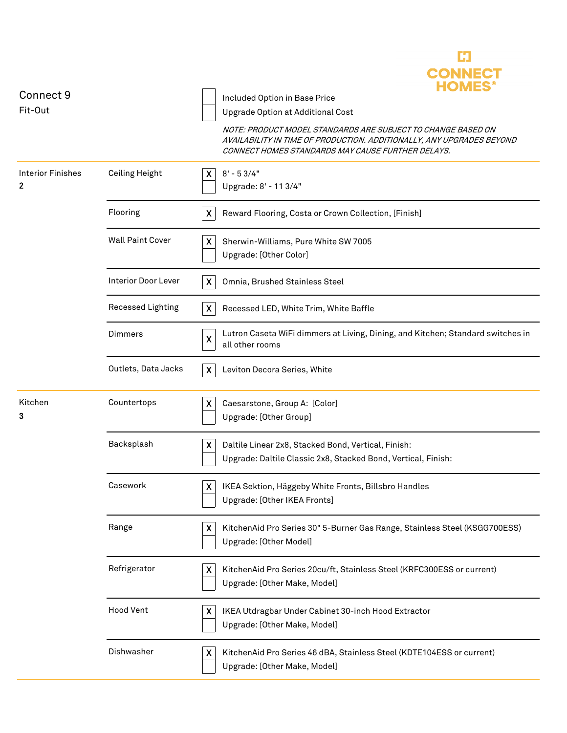# Connect 9

Fit-Out

| | |
|---|---|
| [ ] | Included Option in Base Price |
| [ ] | Upgrade Option at Additional Cost |

*NOTE: PRODUCT MODEL STANDARDS ARE SUBJECT TO CHANGE BASED ON AVAILABILITY IN TIME OF PRODUCTION. ADDITIONALLY, ANY UPGRADES BEYOND CONNECT HOMES STANDARDS MAY CAUSE FURTHER DELAYS.*

| Section | Item | | Option |
|---|---|---|---|
| Interior Finishes **2** | Ceiling Height | X | 8' - 5 3/4" |
| | | | Upgrade: 8' - 11 3/4" |
| | Flooring | X | Reward Flooring, Costa or Crown Collection, [Finish] |
| | Wall Paint Cover | X | Sherwin-Williams, Pure White SW 7005 |
| | | | Upgrade: [Other Color] |
| | Interior Door Lever | X | Omnia, Brushed Stainless Steel |
| | Recessed Lighting | X | Recessed LED, White Trim, White Baffle |
| | Dimmers | X | Lutron Caseta WiFi dimmers at Living, Dining, and Kitchen; Standard switches in all other rooms |
| | Outlets, Data Jacks | X | Leviton Decora Series, White |
| Kitchen **3** | Countertops | X | Caesarstone, Group A: [Color] |
| | | | Upgrade: [Other Group] |
| | Backsplash | X | Daltile Linear 2x8, Stacked Bond, Vertical, Finish: |
| | | | Upgrade: Daltile Classic 2x8, Stacked Bond, Vertical, Finish: |
| | Casework | X | IKEA Sektion, Häggeby White Fronts, Billsbro Handles |
| | | | Upgrade: [Other IKEA Fronts] |
| | Range | X | KitchenAid Pro Series 30" 5-Burner Gas Range, Stainless Steel (KSGG700ESS) |
| | | | Upgrade: [Other Model] |
| | Refrigerator | X | KitchenAid Pro Series 20cu/ft, Stainless Steel (KRFC300ESS or current) |
| | | | Upgrade: [Other Make, Model] |
| | Hood Vent | X | IKEA Utdragbar Under Cabinet 30-inch Hood Extractor |
| | | | Upgrade: [Other Make, Model] |
| | Dishwasher | X | KitchenAid Pro Series 46 dBA, Stainless Steel (KDTE104ESS or current) |
| | | | Upgrade: [Other Make, Model] |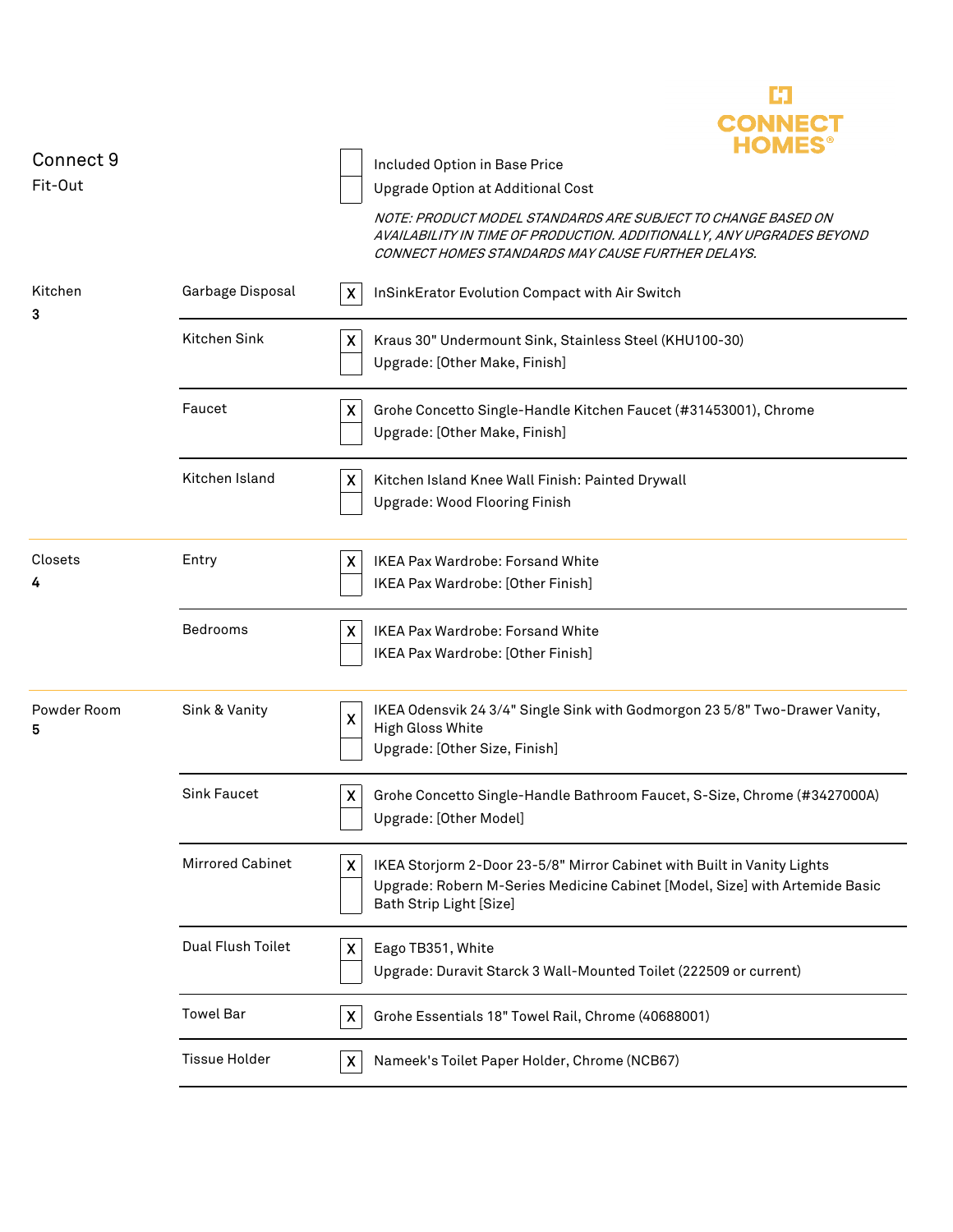CONNECT HOMES®

# Connect 9

## Fit-Out

| | |
|---|---|
| ☐ | Included Option in Base Price |
| ☐ | Upgrade Option at Additional Cost |

*NOTE: PRODUCT MODEL STANDARDS ARE SUBJECT TO CHANGE BASED ON AVAILABILITY IN TIME OF PRODUCTION. ADDITIONALLY, ANY UPGRADES BEYOND CONNECT HOMES STANDARDS MAY CAUSE FURTHER DELAYS.*

| Section | Item | | Option |
|---|---|---|---|
| Kitchen **3** | Garbage Disposal | X | InSinkErator Evolution Compact with Air Switch |
| | Kitchen Sink | X | Kraus 30" Undermount Sink, Stainless Steel (KHU100-30) |
| | | | Upgrade: [Other Make, Finish] |
| | Faucet | X | Grohe Concetto Single-Handle Kitchen Faucet (#31453001), Chrome |
| | | | Upgrade: [Other Make, Finish] |
| | Kitchen Island | X | Kitchen Island Knee Wall Finish: Painted Drywall |
| | | | Upgrade: Wood Flooring Finish |
| Closets **4** | Entry | X | IKEA Pax Wardrobe: Forsand White |
| | | | IKEA Pax Wardrobe: [Other Finish] |
| | Bedrooms | X | IKEA Pax Wardrobe: Forsand White |
| | | | IKEA Pax Wardrobe: [Other Finish] |
| Powder Room **5** | Sink & Vanity | X | IKEA Odensvik 24 3/4" Single Sink with Godmorgon 23 5/8" Two-Drawer Vanity, High Gloss White |
| | | | Upgrade: [Other Size, Finish] |
| | Sink Faucet | X | Grohe Concetto Single-Handle Bathroom Faucet, S-Size, Chrome (#3427000A) |
| | | | Upgrade: [Other Model] |
| | Mirrored Cabinet | X | IKEA Storjorm 2-Door 23-5/8" Mirror Cabinet with Built in Vanity Lights |
| | | | Upgrade: Robern M-Series Medicine Cabinet [Model, Size] with Artemide Basic Bath Strip Light [Size] |
| | Dual Flush Toilet | X | Eago TB351, White |
| | | | Upgrade: Duravit Starck 3 Wall-Mounted Toilet (222509 or current) |
| | Towel Bar | X | Grohe Essentials 18" Towel Rail, Chrome (40688001) |
| | Tissue Holder | X | Nameek's Toilet Paper Holder, Chrome (NCB67) |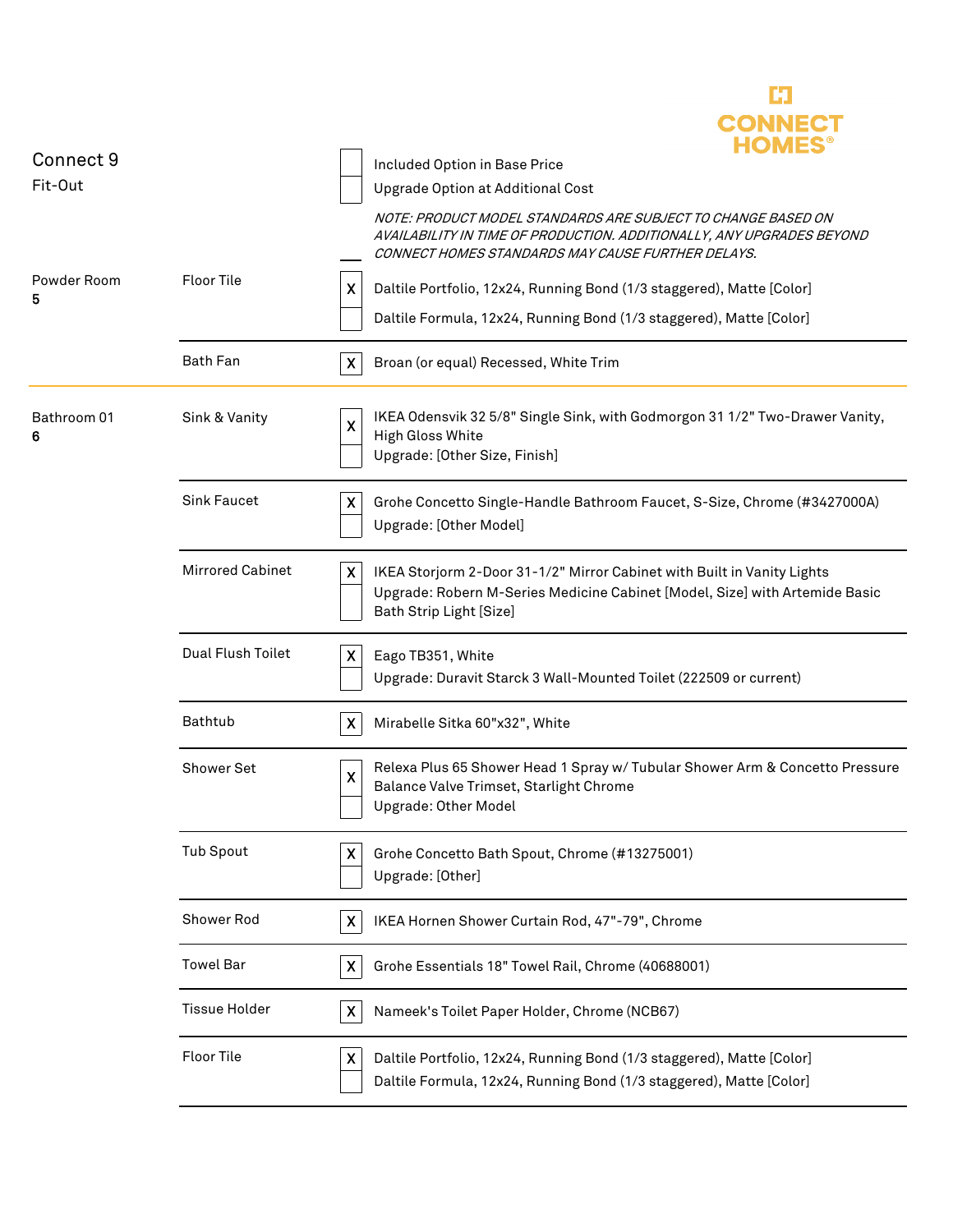CONNECT HOMES®

# Connect 9

## Fit-Out

| | |
|---|---|
| [ ] | Included Option in Base Price |
| [ ] | Upgrade Option at Additional Cost |

*NOTE: PRODUCT MODEL STANDARDS ARE SUBJECT TO CHANGE BASED ON AVAILABILITY IN TIME OF PRODUCTION. ADDITIONALLY, ANY UPGRADES BEYOND CONNECT HOMES STANDARDS MAY CAUSE FURTHER DELAYS.*

| Room | Item | | Description |
|---|---|---|---|
| Powder Room 5 | Floor Tile | X | Daltile Portfolio, 12x24, Running Bond (1/3 staggered), Matte [Color] |
| | | | Daltile Formula, 12x24, Running Bond (1/3 staggered), Matte [Color] |
| | Bath Fan | X | Broan (or equal) Recessed, White Trim |
| Bathroom 01 6 | Sink & Vanity | X | IKEA Odensvik 32 5/8" Single Sink, with Godmorgon 31 1/2" Two-Drawer Vanity, High Gloss White |
| | | | Upgrade: [Other Size, Finish] |
| | Sink Faucet | X | Grohe Concetto Single-Handle Bathroom Faucet, S-Size, Chrome (#3427000A) |
| | | | Upgrade: [Other Model] |
| | Mirrored Cabinet | X | IKEA Storjorm 2-Door 31-1/2" Mirror Cabinet with Built in Vanity Lights |
| | | | Upgrade: Robern M-Series Medicine Cabinet [Model, Size] with Artemide Basic Bath Strip Light [Size] |
| | Dual Flush Toilet | X | Eago TB351, White |
| | | | Upgrade: Duravit Starck 3 Wall-Mounted Toilet (222509 or current) |
| | Bathtub | X | Mirabelle Sitka 60"x32", White |
| | Shower Set | X | Relexa Plus 65 Shower Head 1 Spray w/ Tubular Shower Arm & Concetto Pressure Balance Valve Trimset, Starlight Chrome |
| | | | Upgrade: Other Model |
| | Tub Spout | X | Grohe Concetto Bath Spout, Chrome (#13275001) |
| | | | Upgrade: [Other] |
| | Shower Rod | X | IKEA Hornen Shower Curtain Rod, 47"-79", Chrome |
| | Towel Bar | X | Grohe Essentials 18" Towel Rail, Chrome (40688001) |
| | Tissue Holder | X | Nameek's Toilet Paper Holder, Chrome (NCB67) |
| | Floor Tile | X | Daltile Portfolio, 12x24, Running Bond (1/3 staggered), Matte [Color] |
| | | | Daltile Formula, 12x24, Running Bond (1/3 staggered), Matte [Color] |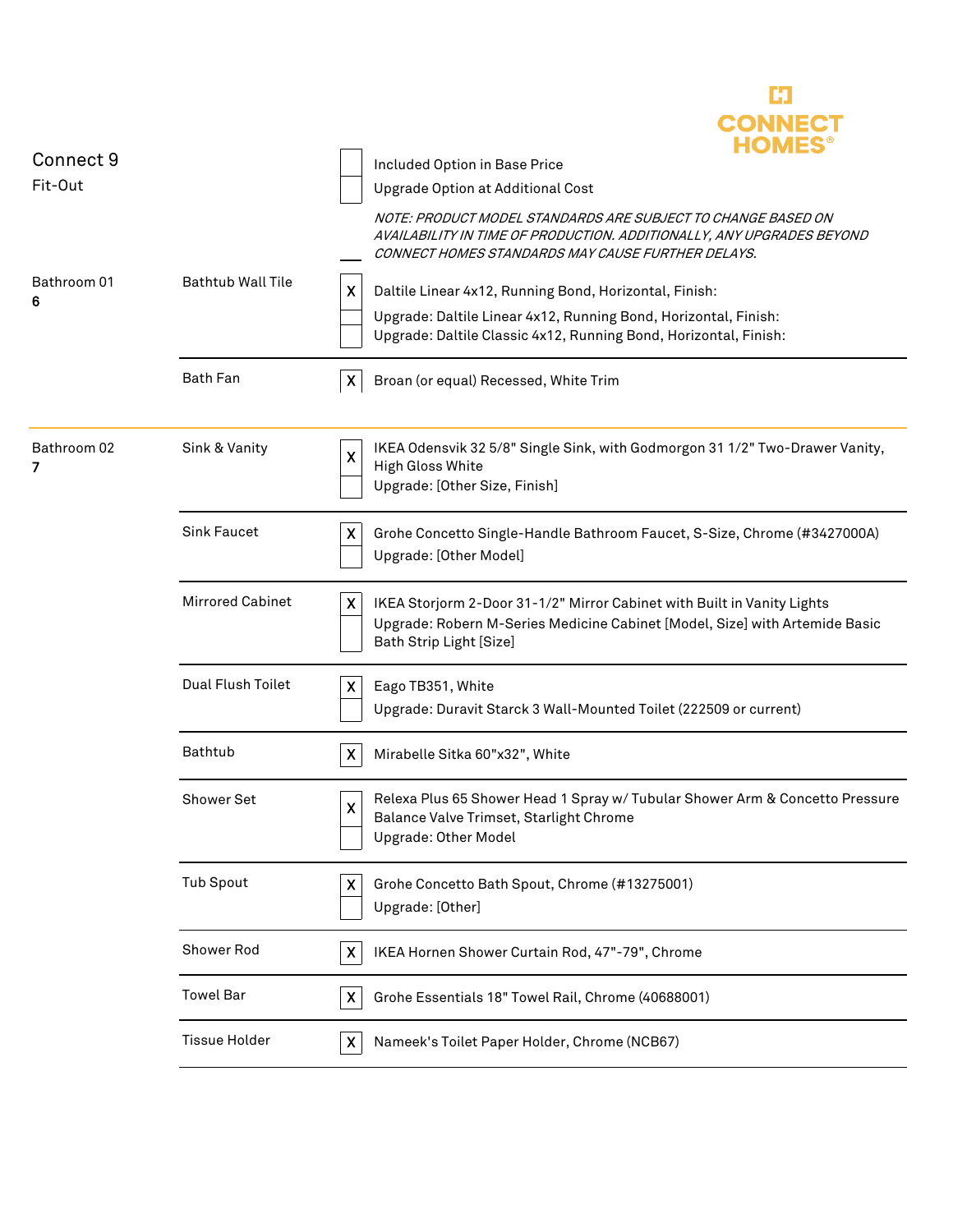CONNECT HOMES®

## Connect 9

Fit-Out

| | |
|---|---|
| [ ] | Included Option in Base Price |
| [ ] | Upgrade Option at Additional Cost |

*NOTE: PRODUCT MODEL STANDARDS ARE SUBJECT TO CHANGE BASED ON AVAILABILITY IN TIME OF PRODUCTION. ADDITIONALLY, ANY UPGRADES BEYOND CONNECT HOMES STANDARDS MAY CAUSE FURTHER DELAYS.*

| Room | Item | | Description |
|---|---|---|---|
| Bathroom 01<br>**6** | Bathtub Wall Tile | X | Daltile Linear 4x12, Running Bond, Horizontal, Finish: |
| | | | Upgrade: Daltile Linear 4x12, Running Bond, Horizontal, Finish: |
| | | | Upgrade: Daltile Classic 4x12, Running Bond, Horizontal, Finish: |
| | Bath Fan | X | Broan (or equal) Recessed, White Trim |
| Bathroom 02<br>**7** | Sink & Vanity | X | IKEA Odensvik 32 5/8" Single Sink, with Godmorgon 31 1/2" Two-Drawer Vanity, High Gloss White |
| | | | Upgrade: [Other Size, Finish] |
| | Sink Faucet | X | Grohe Concetto Single-Handle Bathroom Faucet, S-Size, Chrome (#3427000A) |
| | | | Upgrade: [Other Model] |
| | Mirrored Cabinet | X | IKEA Storjorm 2-Door 31-1/2" Mirror Cabinet with Built in Vanity Lights |
| | | | Upgrade: Robern M-Series Medicine Cabinet [Model, Size] with Artemide Basic Bath Strip Light [Size] |
| | Dual Flush Toilet | X | Eago TB351, White |
| | | | Upgrade: Duravit Starck 3 Wall-Mounted Toilet (222509 or current) |
| | Bathtub | X | Mirabelle Sitka 60"x32", White |
| | Shower Set | X | Relexa Plus 65 Shower Head 1 Spray w/ Tubular Shower Arm & Concetto Pressure Balance Valve Trimset, Starlight Chrome |
| | | | Upgrade: Other Model |
| | Tub Spout | X | Grohe Concetto Bath Spout, Chrome (#13275001) |
| | | | Upgrade: [Other] |
| | Shower Rod | X | IKEA Hornen Shower Curtain Rod, 47"-79", Chrome |
| | Towel Bar | X | Grohe Essentials 18" Towel Rail, Chrome (40688001) |
| | Tissue Holder | X | Nameek's Toilet Paper Holder, Chrome (NCB67) |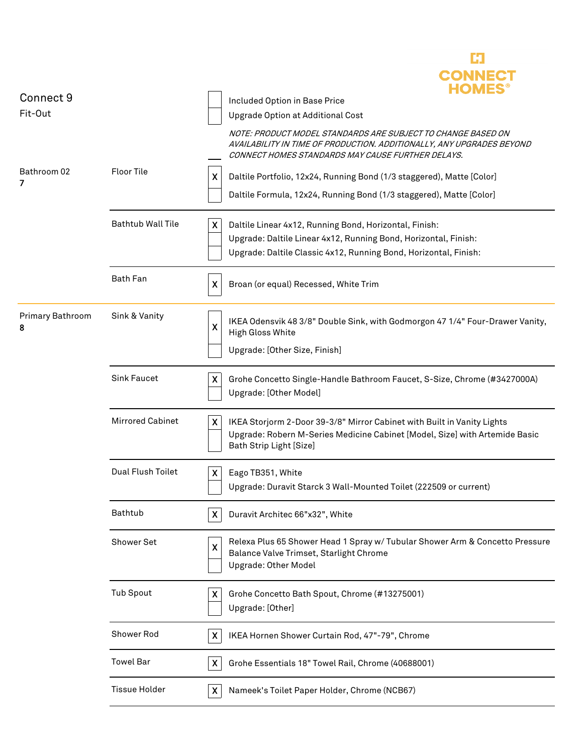CONNECT HOMES®

# Connect 9

Fit-Out

| | |
|---|---|
| [ ] | Included Option in Base Price |
| [ ] | Upgrade Option at Additional Cost |

*NOTE: PRODUCT MODEL STANDARDS ARE SUBJECT TO CHANGE BASED ON AVAILABILITY IN TIME OF PRODUCTION. ADDITIONALLY, ANY UPGRADES BEYOND CONNECT HOMES STANDARDS MAY CAUSE FURTHER DELAYS.*

| Room | Item | Selected | Description |
|---|---|---|---|
| Bathroom 02 **7** | Floor Tile | X | Daltile Portfolio, 12x24, Running Bond (1/3 staggered), Matte [Color] |
| | | | Daltile Formula, 12x24, Running Bond (1/3 staggered), Matte [Color] |
| | Bathtub Wall Tile | X | Daltile Linear 4x12, Running Bond, Horizontal, Finish: |
| | | | Upgrade: Daltile Linear 4x12, Running Bond, Horizontal, Finish: |
| | | | Upgrade: Daltile Classic 4x12, Running Bond, Horizontal, Finish: |
| | Bath Fan | X | Broan (or equal) Recessed, White Trim |
| Primary Bathroom **8** | Sink & Vanity | X | IKEA Odensvik 48 3/8" Double Sink, with Godmorgon 47 1/4" Four-Drawer Vanity, High Gloss White |
| | | | Upgrade: [Other Size, Finish] |
| | Sink Faucet | X | Grohe Concetto Single-Handle Bathroom Faucet, S-Size, Chrome (#3427000A) |
| | | | Upgrade: [Other Model] |
| | Mirrored Cabinet | X | IKEA Storjorm 2-Door 39-3/8" Mirror Cabinet with Built in Vanity Lights |
| | | | Upgrade: Robern M-Series Medicine Cabinet [Model, Size] with Artemide Basic Bath Strip Light [Size] |
| | Dual Flush Toilet | X | Eago TB351, White |
| | | | Upgrade: Duravit Starck 3 Wall-Mounted Toilet (222509 or current) |
| | Bathtub | X | Duravit Architec 66"x32", White |
| | Shower Set | X | Relexa Plus 65 Shower Head 1 Spray w/ Tubular Shower Arm & Concetto Pressure Balance Valve Trimset, Starlight Chrome |
| | | | Upgrade: Other Model |
| | Tub Spout | X | Grohe Concetto Bath Spout, Chrome (#13275001) |
| | | | Upgrade: [Other] |
| | Shower Rod | X | IKEA Hornen Shower Curtain Rod, 47"-79", Chrome |
| | Towel Bar | X | Grohe Essentials 18" Towel Rail, Chrome (40688001) |
| | Tissue Holder | X | Nameek's Toilet Paper Holder, Chrome (NCB67) |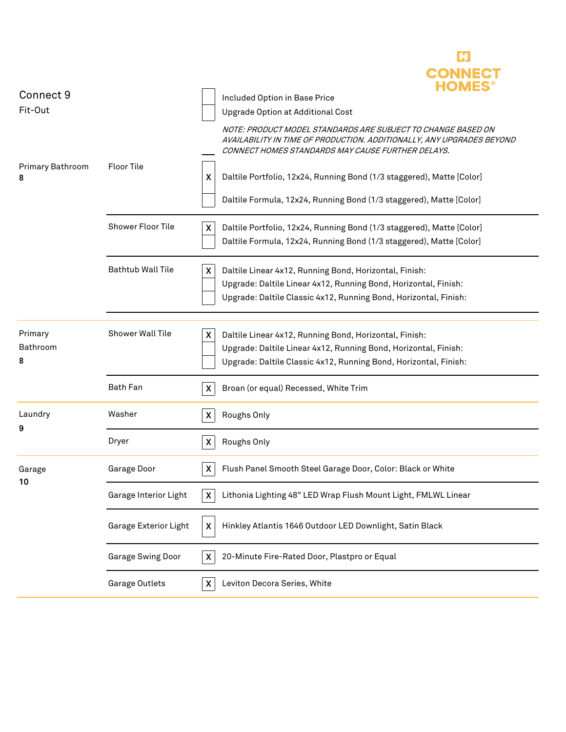## Connect 9

Fit-Out

| | Included Option in Base Price |
|---|---|
| | Upgrade Option at Additional Cost |

*NOTE: PRODUCT MODEL STANDARDS ARE SUBJECT TO CHANGE BASED ON AVAILABILITY IN TIME OF PRODUCTION. ADDITIONALLY, ANY UPGRADES BEYOND CONNECT HOMES STANDARDS MAY CAUSE FURTHER DELAYS.*

| Room | Item | Selected | Option |
|---|---|---|---|
| Primary Bathroom **8** | Floor Tile | X | Daltile Portfolio, 12x24, Running Bond (1/3 staggered), Matte [Color] |
| | | | Daltile Formula, 12x24, Running Bond (1/3 staggered), Matte [Color] |
| | Shower Floor Tile | X | Daltile Portfolio, 12x24, Running Bond (1/3 staggered), Matte [Color] |
| | | | Daltile Formula, 12x24, Running Bond (1/3 staggered), Matte [Color] |
| | Bathtub Wall Tile | X | Daltile Linear 4x12, Running Bond, Horizontal, Finish: |
| | | | Upgrade: Daltile Linear 4x12, Running Bond, Horizontal, Finish: |
| | | | Upgrade: Daltile Classic 4x12, Running Bond, Horizontal, Finish: |
| Primary Bathroom **8** | Shower Wall Tile | X | Daltile Linear 4x12, Running Bond, Horizontal, Finish: |
| | | | Upgrade: Daltile Linear 4x12, Running Bond, Horizontal, Finish: |
| | | | Upgrade: Daltile Classic 4x12, Running Bond, Horizontal, Finish: |
| | Bath Fan | X | Broan (or equal) Recessed, White Trim |
| Laundry **9** | Washer | X | Roughs Only |
| | Dryer | X | Roughs Only |
| Garage **10** | Garage Door | X | Flush Panel Smooth Steel Garage Door, Color: Black or White |
| | Garage Interior Light | X | Lithonia Lighting 48" LED Wrap Flush Mount Light, FMLWL Linear |
| | Garage Exterior Light | X | Hinkley Atlantis 1646 Outdoor LED Downlight, Satin Black |
| | Garage Swing Door | X | 20-Minute Fire-Rated Door, Plastpro or Equal |
| | Garage Outlets | X | Leviton Decora Series, White |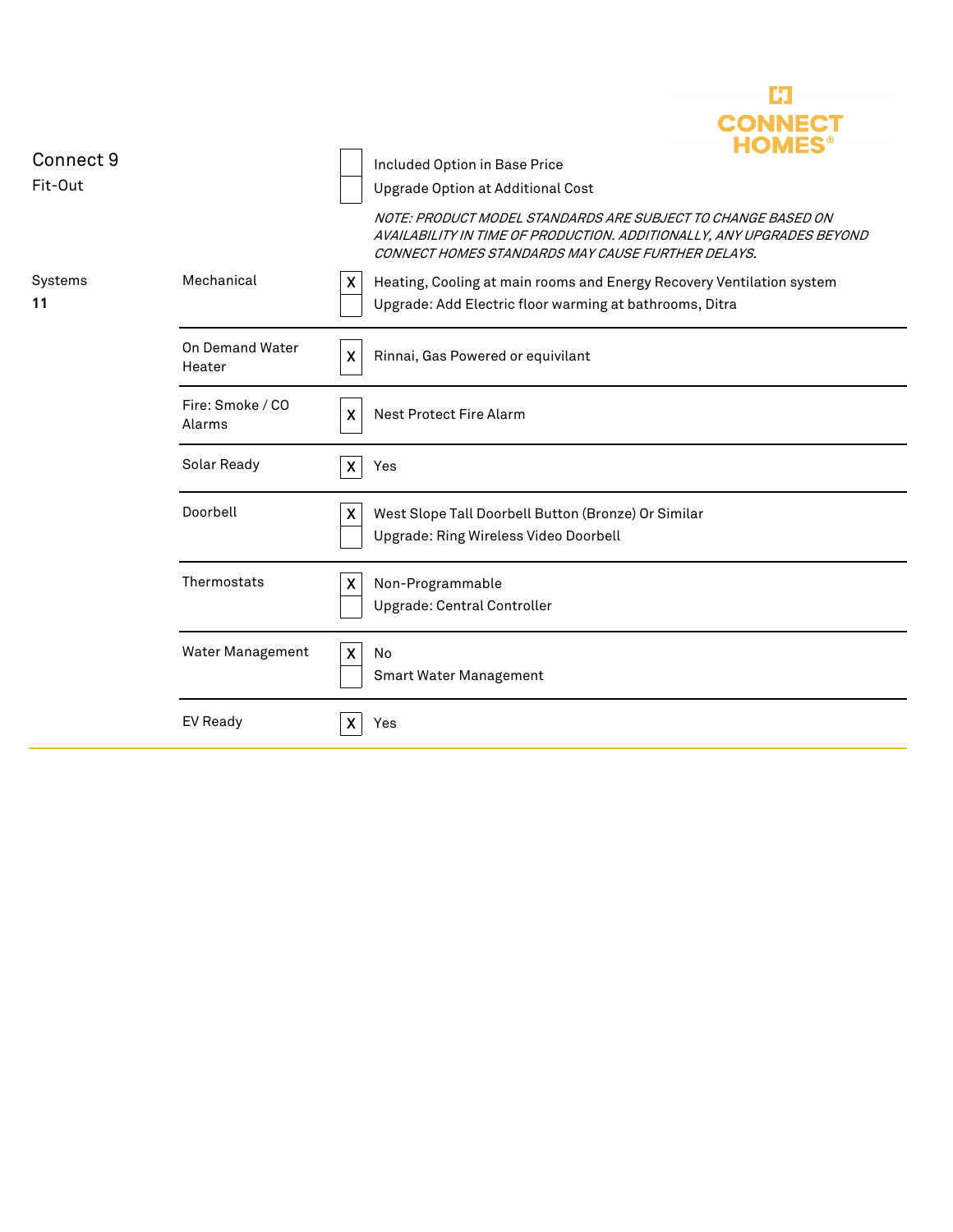CONNECT HOMES®

# Connect 9

Fit-Out

| | |
|---|---|
| ☐ | Included Option in Base Price |
| ☐ | Upgrade Option at Additional Cost |

*NOTE: PRODUCT MODEL STANDARDS ARE SUBJECT TO CHANGE BASED ON AVAILABILITY IN TIME OF PRODUCTION. ADDITIONALLY, ANY UPGRADES BEYOND CONNECT HOMES STANDARDS MAY CAUSE FURTHER DELAYS.*

## Systems
**11**

| | | |
|---|---|---|
| Mechanical | X | Heating, Cooling at main rooms and Energy Recovery Ventilation system |
| | | Upgrade: Add Electric floor warming at bathrooms, Ditra |
| On Demand Water Heater | X | Rinnai, Gas Powered or equivilant |
| Fire: Smoke / CO Alarms | X | Nest Protect Fire Alarm |
| Solar Ready | X | Yes |
| Doorbell | X | West Slope Tall Doorbell Button (Bronze) Or Similar |
| | | Upgrade: Ring Wireless Video Doorbell |
| Thermostats | X | Non-Programmable |
| | | Upgrade: Central Controller |
| Water Management | X | No |
| | | Smart Water Management |
| EV Ready | X | Yes |